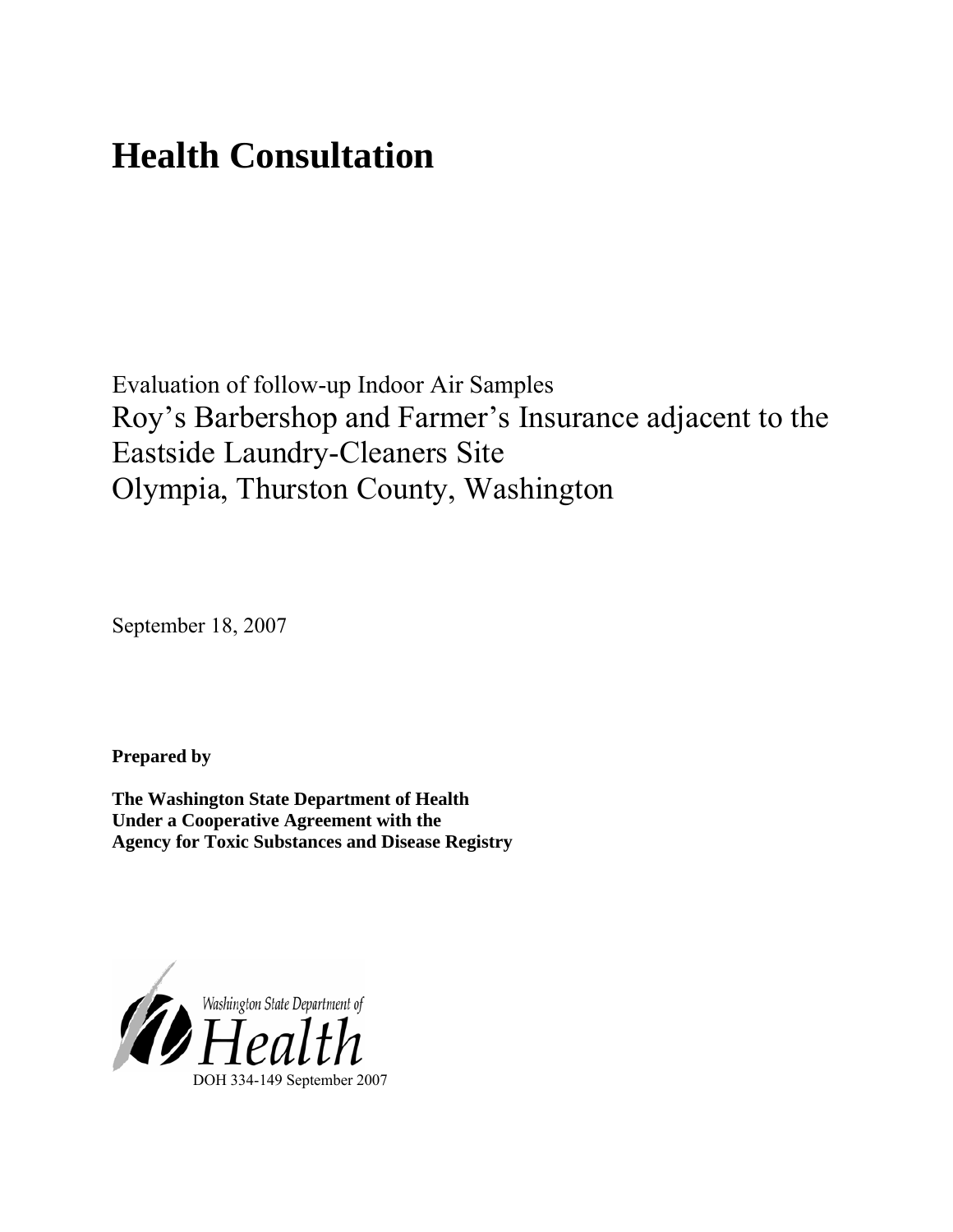# Health Consultation

Evaluation of follow-up Indoor Air Samples

Roy's Barbershop and Farmer's Insurance adjacent to the Eastside Laundry-Cleaners Site
Olympia, Thurston County, Washington

September 18, 2007

**Prepared by**

**The Washington State Department of Health**
**Under a Cooperative Agreement with the**
**Agency for Toxic Substances and Disease Registry**

Washington State Department of Health

DOH 334-149 September 2007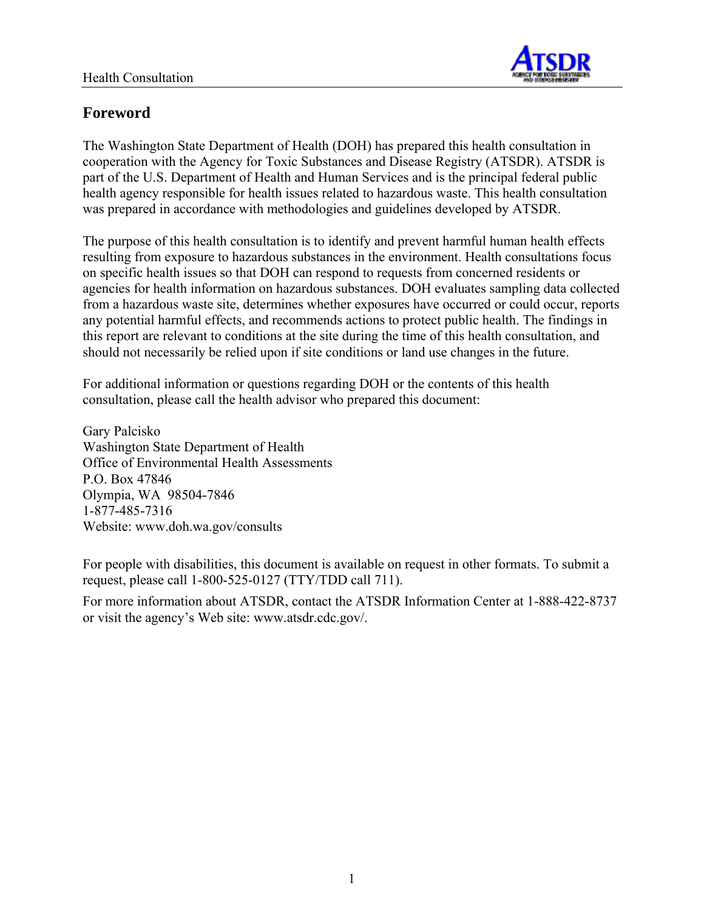## Foreword

The Washington State Department of Health (DOH) has prepared this health consultation in cooperation with the Agency for Toxic Substances and Disease Registry (ATSDR). ATSDR is part of the U.S. Department of Health and Human Services and is the principal federal public health agency responsible for health issues related to hazardous waste. This health consultation was prepared in accordance with methodologies and guidelines developed by ATSDR.

The purpose of this health consultation is to identify and prevent harmful human health effects resulting from exposure to hazardous substances in the environment. Health consultations focus on specific health issues so that DOH can respond to requests from concerned residents or agencies for health information on hazardous substances. DOH evaluates sampling data collected from a hazardous waste site, determines whether exposures have occurred or could occur, reports any potential harmful effects, and recommends actions to protect public health. The findings in this report are relevant to conditions at the site during the time of this health consultation, and should not necessarily be relied upon if site conditions or land use changes in the future.

For additional information or questions regarding DOH or the contents of this health consultation, please call the health advisor who prepared this document:

Gary Palcisko
Washington State Department of Health
Office of Environmental Health Assessments
P.O. Box 47846
Olympia, WA 98504-7846
1-877-485-7316
Website: www.doh.wa.gov/consults

For people with disabilities, this document is available on request in other formats. To submit a request, please call 1-800-525-0127 (TTY/TDD call 711).

For more information about ATSDR, contact the ATSDR Information Center at 1-888-422-8737 or visit the agency's Web site: www.atsdr.cdc.gov/.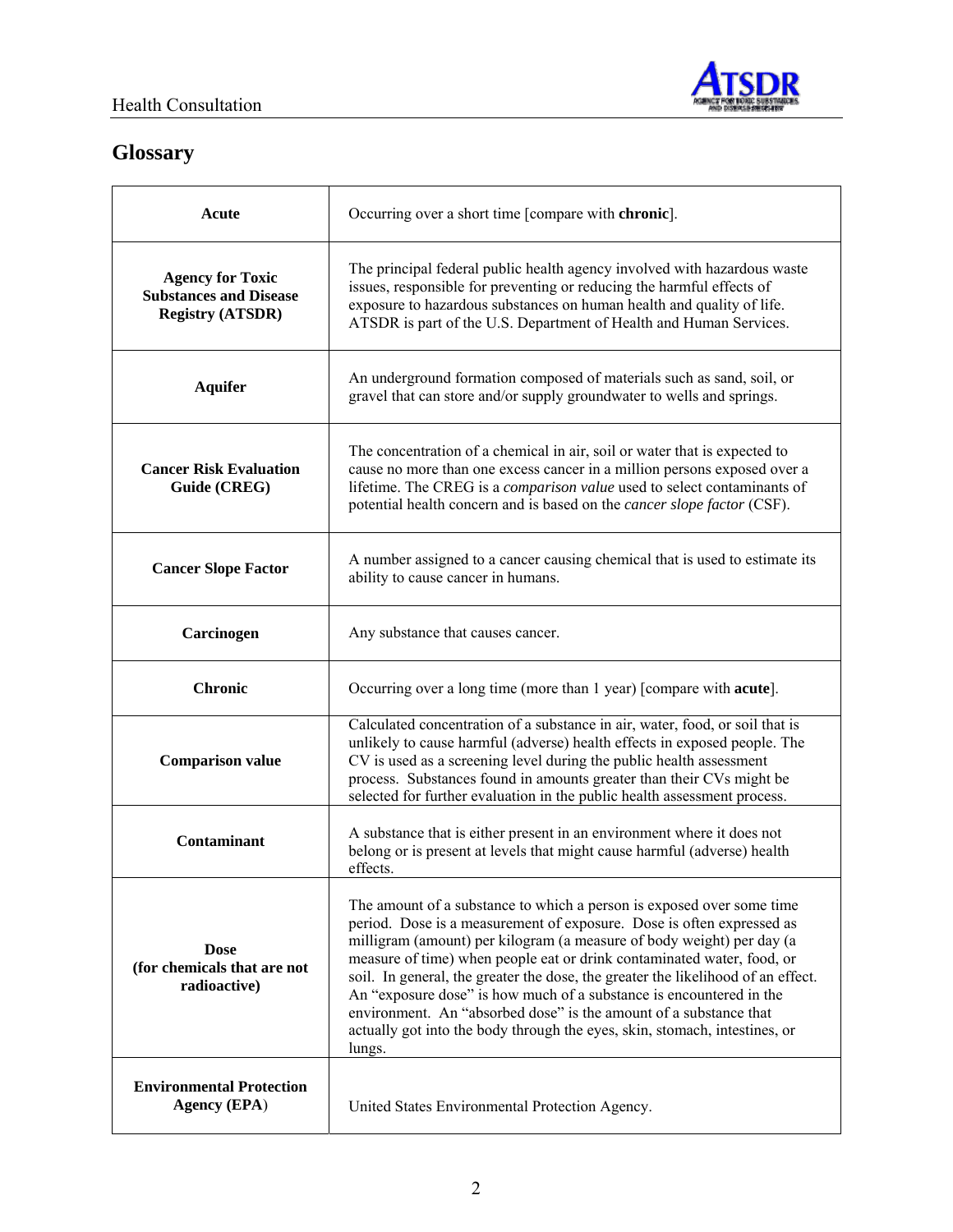## Glossary

| | |
|---|---|
| **Acute** | Occurring over a short time [compare with **chronic**]. |
| **Agency for Toxic Substances and Disease Registry (ATSDR)** | The principal federal public health agency involved with hazardous waste issues, responsible for preventing or reducing the harmful effects of exposure to hazardous substances on human health and quality of life. ATSDR is part of the U.S. Department of Health and Human Services. |
| **Aquifer** | An underground formation composed of materials such as sand, soil, or gravel that can store and/or supply groundwater to wells and springs. |
| **Cancer Risk Evaluation Guide (CREG)** | The concentration of a chemical in air, soil or water that is expected to cause no more than one excess cancer in a million persons exposed over a lifetime. The CREG is a *comparison value* used to select contaminants of potential health concern and is based on the *cancer slope factor* (CSF). |
| **Cancer Slope Factor** | A number assigned to a cancer causing chemical that is used to estimate its ability to cause cancer in humans. |
| **Carcinogen** | Any substance that causes cancer. |
| **Chronic** | Occurring over a long time (more than 1 year) [compare with **acute**]. |
| **Comparison value** | Calculated concentration of a substance in air, water, food, or soil that is unlikely to cause harmful (adverse) health effects in exposed people. The CV is used as a screening level during the public health assessment process. Substances found in amounts greater than their CVs might be selected for further evaluation in the public health assessment process. |
| **Contaminant** | A substance that is either present in an environment where it does not belong or is present at levels that might cause harmful (adverse) health effects. |
| **Dose (for chemicals that are not radioactive)** | The amount of a substance to which a person is exposed over some time period. Dose is a measurement of exposure. Dose is often expressed as milligram (amount) per kilogram (a measure of body weight) per day (a measure of time) when people eat or drink contaminated water, food, or soil. In general, the greater the dose, the greater the likelihood of an effect. An "exposure dose" is how much of a substance is encountered in the environment. An "absorbed dose" is the amount of a substance that actually got into the body through the eyes, skin, stomach, intestines, or lungs. |
| **Environmental Protection Agency (EPA)** | United States Environmental Protection Agency. |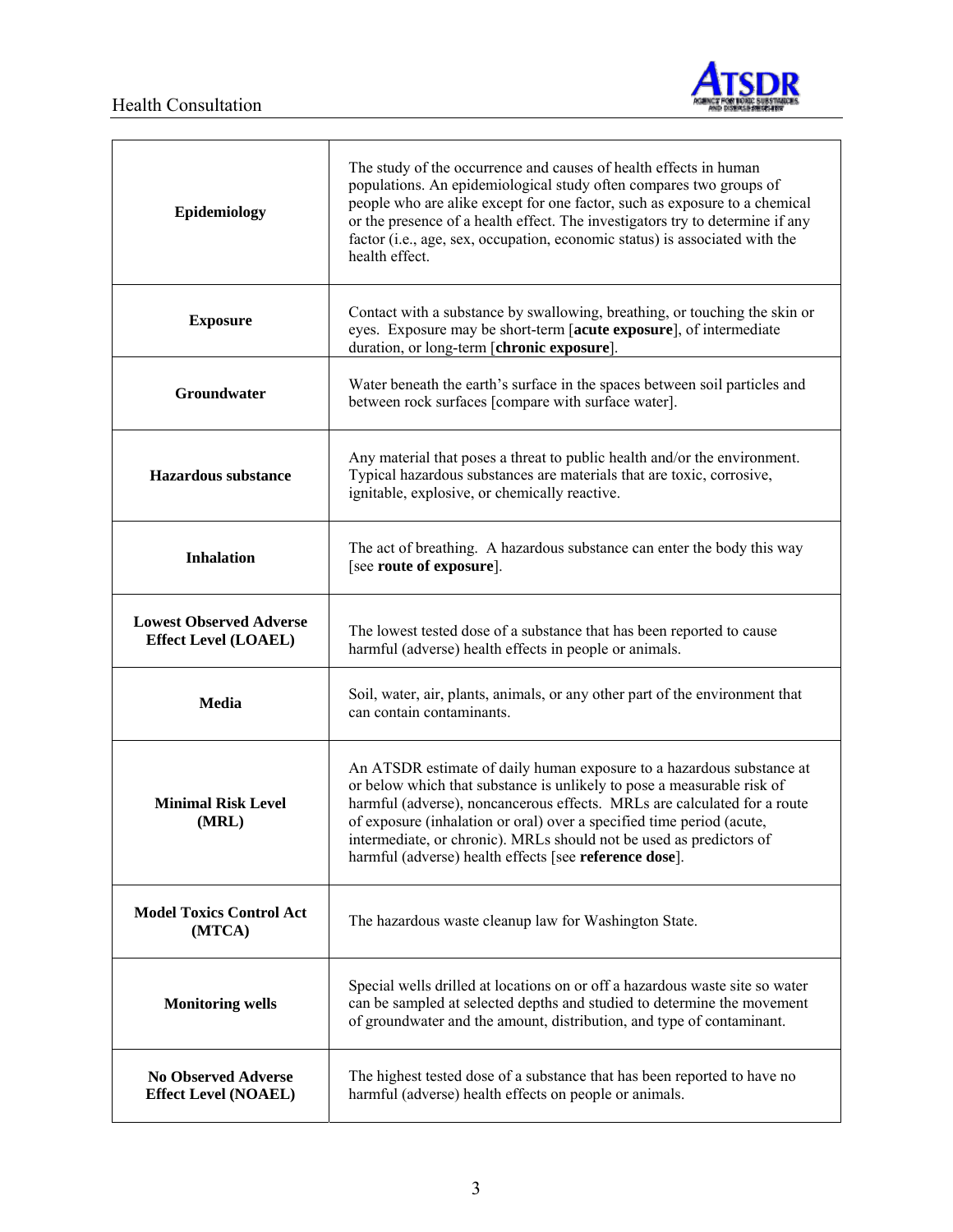| | |
|---|---|
| **Epidemiology** | The study of the occurrence and causes of health effects in human populations. An epidemiological study often compares two groups of people who are alike except for one factor, such as exposure to a chemical or the presence of a health effect. The investigators try to determine if any factor (i.e., age, sex, occupation, economic status) is associated with the health effect. |
| **Exposure** | Contact with a substance by swallowing, breathing, or touching the skin or eyes. Exposure may be short-term [**acute exposure**], of intermediate duration, or long-term [**chronic exposure**]. |
| **Groundwater** | Water beneath the earth's surface in the spaces between soil particles and between rock surfaces [compare with surface water]. |
| **Hazardous substance** | Any material that poses a threat to public health and/or the environment. Typical hazardous substances are materials that are toxic, corrosive, ignitable, explosive, or chemically reactive. |
| **Inhalation** | The act of breathing. A hazardous substance can enter the body this way [see **route of exposure**]. |
| **Lowest Observed Adverse Effect Level (LOAEL)** | The lowest tested dose of a substance that has been reported to cause harmful (adverse) health effects in people or animals. |
| **Media** | Soil, water, air, plants, animals, or any other part of the environment that can contain contaminants. |
| **Minimal Risk Level (MRL)** | An ATSDR estimate of daily human exposure to a hazardous substance at or below which that substance is unlikely to pose a measurable risk of harmful (adverse), noncancerous effects. MRLs are calculated for a route of exposure (inhalation or oral) over a specified time period (acute, intermediate, or chronic). MRLs should not be used as predictors of harmful (adverse) health effects [see **reference dose**]. |
| **Model Toxics Control Act (MTCA)** | The hazardous waste cleanup law for Washington State. |
| **Monitoring wells** | Special wells drilled at locations on or off a hazardous waste site so water can be sampled at selected depths and studied to determine the movement of groundwater and the amount, distribution, and type of contaminant. |
| **No Observed Adverse Effect Level (NOAEL)** | The highest tested dose of a substance that has been reported to have no harmful (adverse) health effects on people or animals. |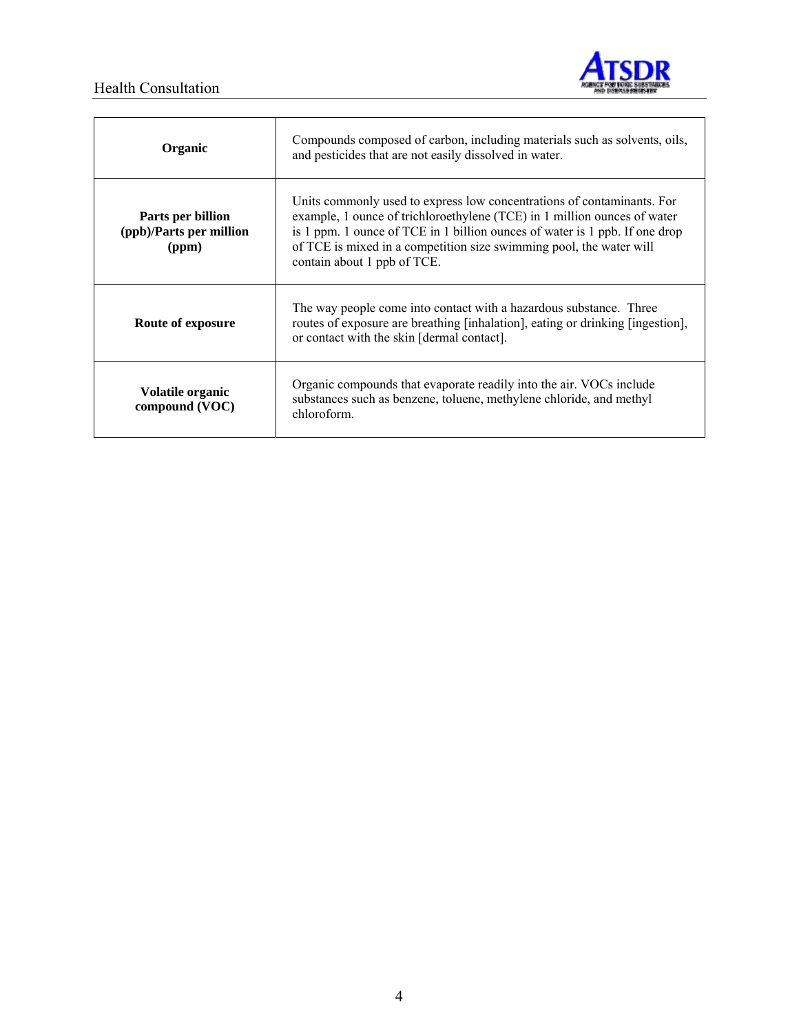| | |
|---|---|
| **Organic** | Compounds composed of carbon, including materials such as solvents, oils, and pesticides that are not easily dissolved in water. |
| **Parts per billion (ppb)/Parts per million (ppm)** | Units commonly used to express low concentrations of contaminants. For example, 1 ounce of trichloroethylene (TCE) in 1 million ounces of water is 1 ppm. 1 ounce of TCE in 1 billion ounces of water is 1 ppb. If one drop of TCE is mixed in a competition size swimming pool, the water will contain about 1 ppb of TCE. |
| **Route of exposure** | The way people come into contact with a hazardous substance. Three routes of exposure are breathing [inhalation], eating or drinking [ingestion], or contact with the skin [dermal contact]. |
| **Volatile organic compound (VOC)** | Organic compounds that evaporate readily into the air. VOCs include substances such as benzene, toluene, methylene chloride, and methyl chloroform. |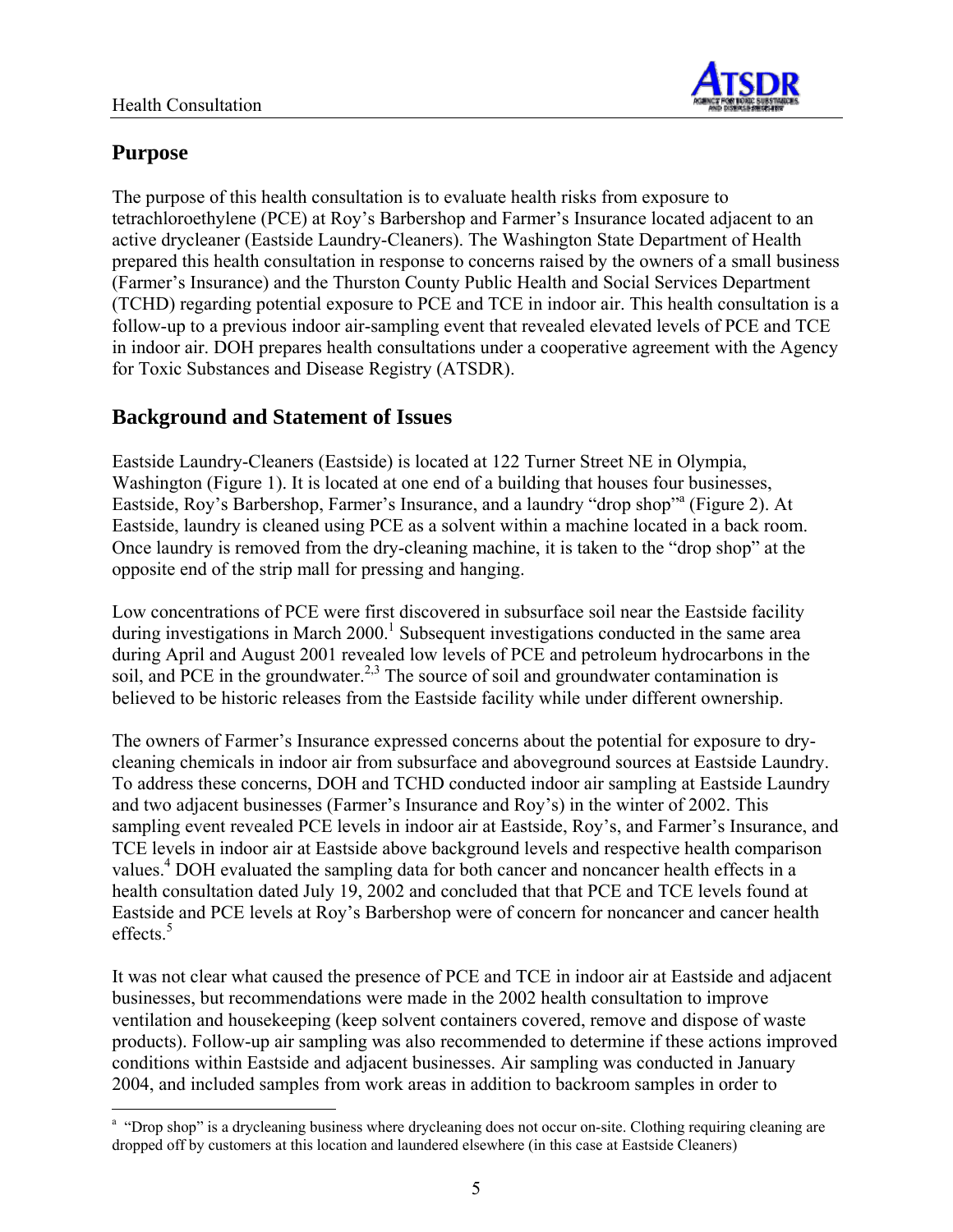## Purpose

The purpose of this health consultation is to evaluate health risks from exposure to tetrachloroethylene (PCE) at Roy's Barbershop and Farmer's Insurance located adjacent to an active drycleaner (Eastside Laundry-Cleaners). The Washington State Department of Health prepared this health consultation in response to concerns raised by the owners of a small business (Farmer's Insurance) and the Thurston County Public Health and Social Services Department (TCHD) regarding potential exposure to PCE and TCE in indoor air. This health consultation is a follow-up to a previous indoor air-sampling event that revealed elevated levels of PCE and TCE in indoor air. DOH prepares health consultations under a cooperative agreement with the Agency for Toxic Substances and Disease Registry (ATSDR).

## Background and Statement of Issues

Eastside Laundry-Cleaners (Eastside) is located at 122 Turner Street NE in Olympia, Washington (Figure 1). It is located at one end of a building that houses four businesses, Eastside, Roy's Barbershop, Farmer's Insurance, and a laundry "drop shop"[a] (Figure 2). At Eastside, laundry is cleaned using PCE as a solvent within a machine located in a back room. Once laundry is removed from the dry-cleaning machine, it is taken to the "drop shop" at the opposite end of the strip mall for pressing and hanging.

Low concentrations of PCE were first discovered in subsurface soil near the Eastside facility during investigations in March 2000.[1] Subsequent investigations conducted in the same area during April and August 2001 revealed low levels of PCE and petroleum hydrocarbons in the soil, and PCE in the groundwater.[2,3] The source of soil and groundwater contamination is believed to be historic releases from the Eastside facility while under different ownership.

The owners of Farmer's Insurance expressed concerns about the potential for exposure to dry-cleaning chemicals in indoor air from subsurface and aboveground sources at Eastside Laundry. To address these concerns, DOH and TCHD conducted indoor air sampling at Eastside Laundry and two adjacent businesses (Farmer's Insurance and Roy's) in the winter of 2002. This sampling event revealed PCE levels in indoor air at Eastside, Roy's, and Farmer's Insurance, and TCE levels in indoor air at Eastside above background levels and respective health comparison values.[4] DOH evaluated the sampling data for both cancer and noncancer health effects in a health consultation dated July 19, 2002 and concluded that that PCE and TCE levels found at Eastside and PCE levels at Roy's Barbershop were of concern for noncancer and cancer health effects.[5]

It was not clear what caused the presence of PCE and TCE in indoor air at Eastside and adjacent businesses, but recommendations were made in the 2002 health consultation to improve ventilation and housekeeping (keep solvent containers covered, remove and dispose of waste products). Follow-up air sampling was also recommended to determine if these actions improved conditions within Eastside and adjacent businesses. Air sampling was conducted in January 2004, and included samples from work areas in addition to backroom samples in order to

[a] "Drop shop" is a drycleaning business where drycleaning does not occur on-site. Clothing requiring cleaning are dropped off by customers at this location and laundered elsewhere (in this case at Eastside Cleaners)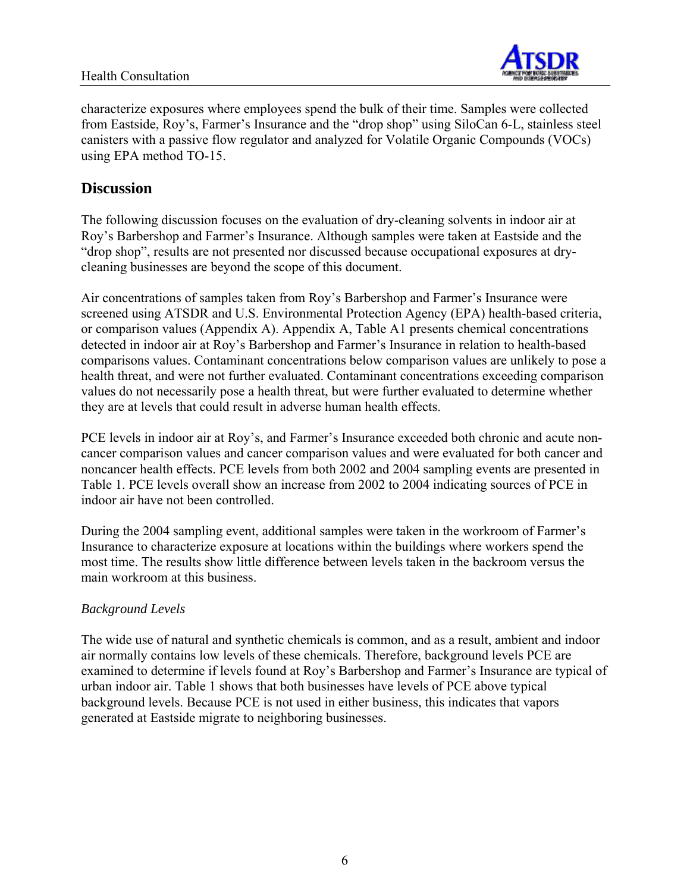characterize exposures where employees spend the bulk of their time. Samples were collected from Eastside, Roy's, Farmer's Insurance and the "drop shop" using SiloCan 6-L, stainless steel canisters with a passive flow regulator and analyzed for Volatile Organic Compounds (VOCs) using EPA method TO-15.

## Discussion

The following discussion focuses on the evaluation of dry-cleaning solvents in indoor air at Roy's Barbershop and Farmer's Insurance. Although samples were taken at Eastside and the "drop shop", results are not presented nor discussed because occupational exposures at dry-cleaning businesses are beyond the scope of this document.

Air concentrations of samples taken from Roy's Barbershop and Farmer's Insurance were screened using ATSDR and U.S. Environmental Protection Agency (EPA) health-based criteria, or comparison values (Appendix A). Appendix A, Table A1 presents chemical concentrations detected in indoor air at Roy's Barbershop and Farmer's Insurance in relation to health-based comparisons values. Contaminant concentrations below comparison values are unlikely to pose a health threat, and were not further evaluated. Contaminant concentrations exceeding comparison values do not necessarily pose a health threat, but were further evaluated to determine whether they are at levels that could result in adverse human health effects.

PCE levels in indoor air at Roy's, and Farmer's Insurance exceeded both chronic and acute non-cancer comparison values and cancer comparison values and were evaluated for both cancer and noncancer health effects. PCE levels from both 2002 and 2004 sampling events are presented in Table 1. PCE levels overall show an increase from 2002 to 2004 indicating sources of PCE in indoor air have not been controlled.

During the 2004 sampling event, additional samples were taken in the workroom of Farmer's Insurance to characterize exposure at locations within the buildings where workers spend the most time. The results show little difference between levels taken in the backroom versus the main workroom at this business.

*Background Levels*

The wide use of natural and synthetic chemicals is common, and as a result, ambient and indoor air normally contains low levels of these chemicals. Therefore, background levels PCE are examined to determine if levels found at Roy's Barbershop and Farmer's Insurance are typical of urban indoor air. Table 1 shows that both businesses have levels of PCE above typical background levels. Because PCE is not used in either business, this indicates that vapors generated at Eastside migrate to neighboring businesses.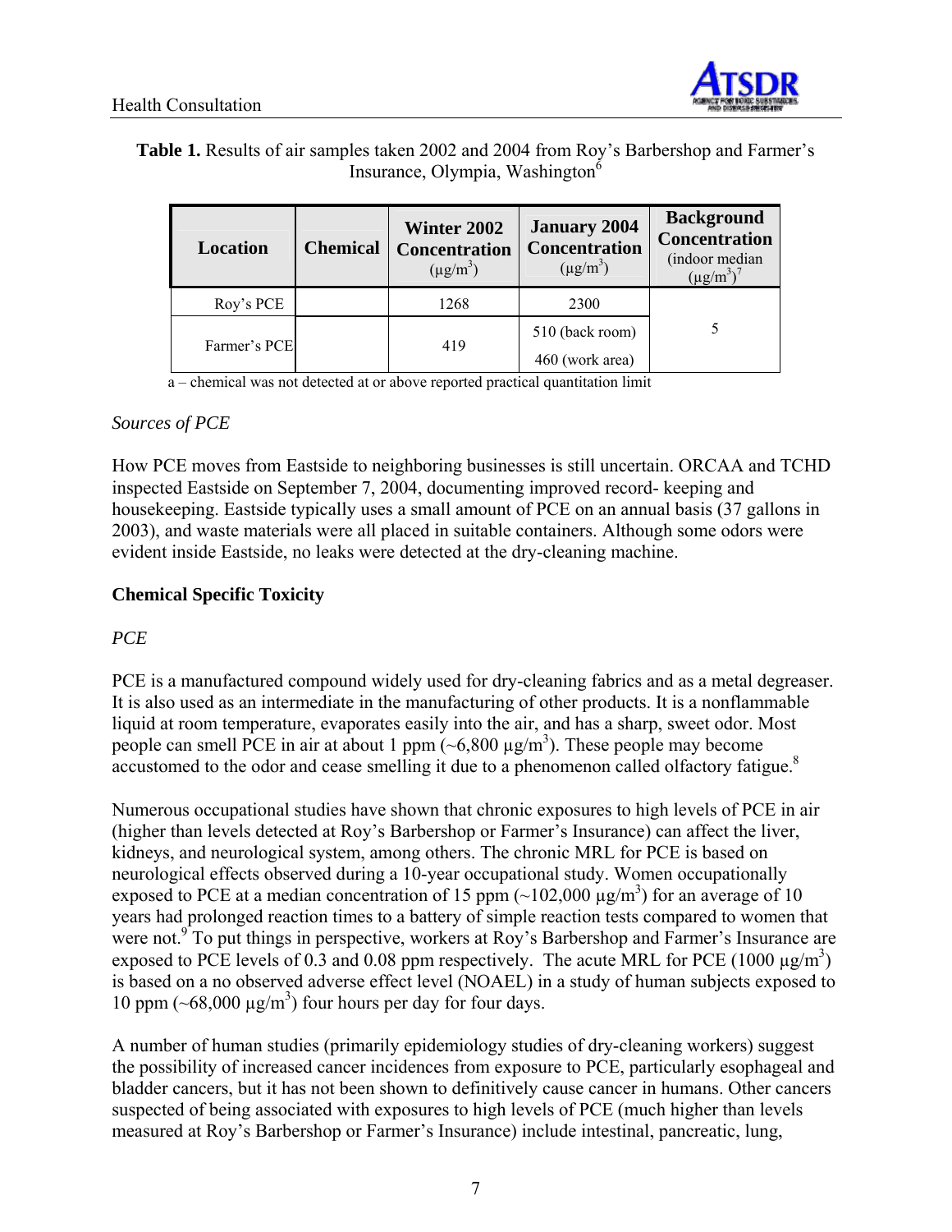**Table 1.** Results of air samples taken 2002 and 2004 from Roy's Barbershop and Farmer's Insurance, Olympia, Washington[6]

| Location | Chemical | Winter 2002 Concentration ($\mu g/m^3$) | January 2004 Concentration ($\mu g/m^3$) | Background Concentration (indoor median ($\mu g/m^3$)[7] |
|---|---|---|---|---|
| Roy's PCE | | 1268 | 2300 | 5 |
| Farmer's PCE | | 419 | 510 (back room) | |
| | | | 460 (work area) | |

a – chemical was not detected at or above reported practical quantitation limit

*Sources of PCE*

How PCE moves from Eastside to neighboring businesses is still uncertain. ORCAA and TCHD inspected Eastside on September 7, 2004, documenting improved record- keeping and housekeeping. Eastside typically uses a small amount of PCE on an annual basis (37 gallons in 2003), and waste materials were all placed in suitable containers. Although some odors were evident inside Eastside, no leaks were detected at the dry-cleaning machine.

## Chemical Specific Toxicity

*PCE*

PCE is a manufactured compound widely used for dry-cleaning fabrics and as a metal degreaser. It is also used as an intermediate in the manufacturing of other products. It is a nonflammable liquid at room temperature, evaporates easily into the air, and has a sharp, sweet odor. Most people can smell PCE in air at about 1 ppm (~6,800 $\mu g/m^3$). These people may become accustomed to the odor and cease smelling it due to a phenomenon called olfactory fatigue.[8]

Numerous occupational studies have shown that chronic exposures to high levels of PCE in air (higher than levels detected at Roy's Barbershop or Farmer's Insurance) can affect the liver, kidneys, and neurological system, among others. The chronic MRL for PCE is based on neurological effects observed during a 10-year occupational study. Women occupationally exposed to PCE at a median concentration of 15 ppm (~102,000 $\mu g/m^3$) for an average of 10 years had prolonged reaction times to a battery of simple reaction tests compared to women that were not.[9] To put things in perspective, workers at Roy's Barbershop and Farmer's Insurance are exposed to PCE levels of 0.3 and 0.08 ppm respectively. The acute MRL for PCE (1000 $\mu g/m^3$) is based on a no observed adverse effect level (NOAEL) in a study of human subjects exposed to 10 ppm (~68,000 $\mu g/m^3$) four hours per day for four days.

A number of human studies (primarily epidemiology studies of dry-cleaning workers) suggest the possibility of increased cancer incidences from exposure to PCE, particularly esophageal and bladder cancers, but it has not been shown to definitively cause cancer in humans. Other cancers suspected of being associated with exposures to high levels of PCE (much higher than levels measured at Roy's Barbershop or Farmer's Insurance) include intestinal, pancreatic, lung,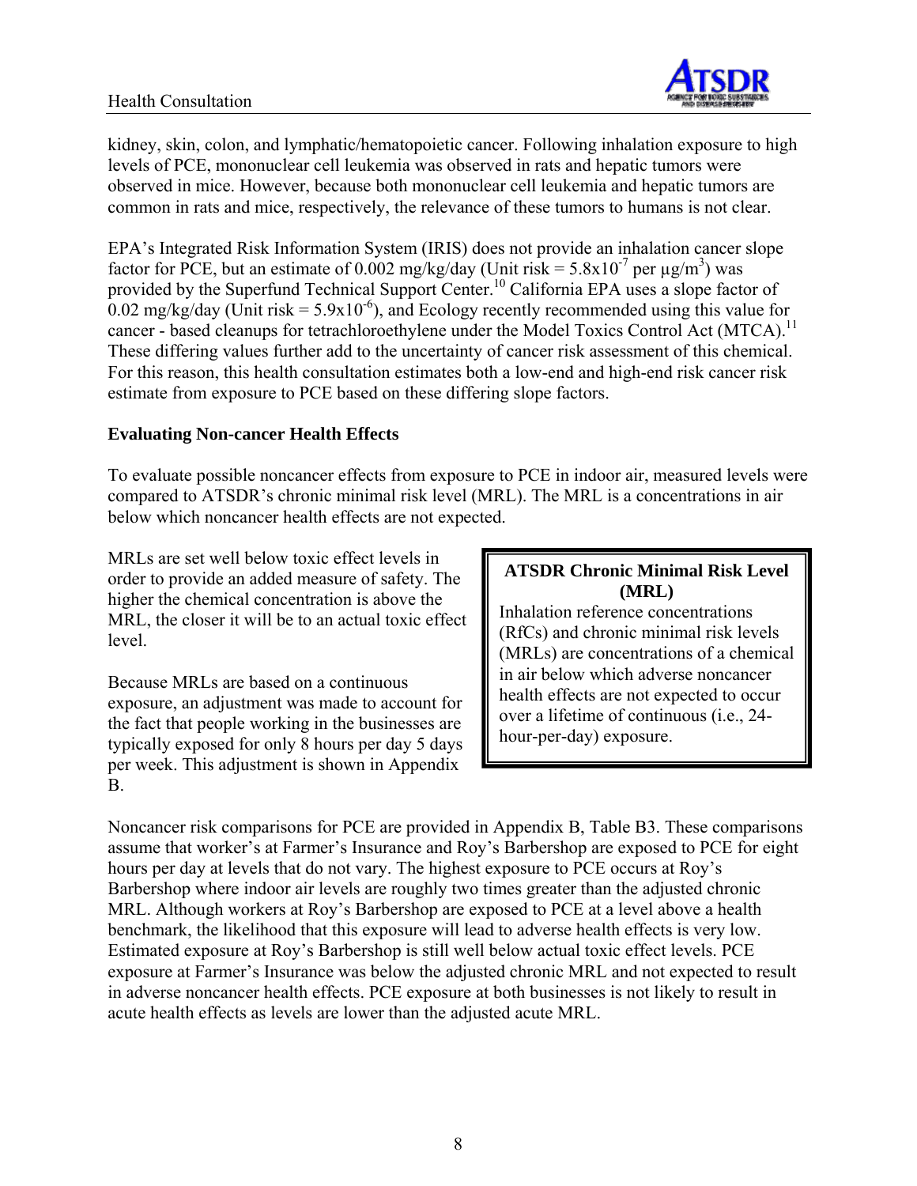kidney, skin, colon, and lymphatic/hematopoietic cancer. Following inhalation exposure to high levels of PCE, mononuclear cell leukemia was observed in rats and hepatic tumors were observed in mice. However, because both mononuclear cell leukemia and hepatic tumors are common in rats and mice, respectively, the relevance of these tumors to humans is not clear.

EPA's Integrated Risk Information System (IRIS) does not provide an inhalation cancer slope factor for PCE, but an estimate of 0.002 mg/kg/day (Unit risk = $5.8 \times 10^{-7}$ per µg/m$^3$) was provided by the Superfund Technical Support Center.[10] California EPA uses a slope factor of 0.02 mg/kg/day (Unit risk = $5.9 \times 10^{-6}$), and Ecology recently recommended using this value for cancer - based cleanups for tetrachloroethylene under the Model Toxics Control Act (MTCA).[11] These differing values further add to the uncertainty of cancer risk assessment of this chemical. For this reason, this health consultation estimates both a low-end and high-end risk cancer risk estimate from exposure to PCE based on these differing slope factors.

**Evaluating Non-cancer Health Effects**

To evaluate possible noncancer effects from exposure to PCE in indoor air, measured levels were compared to ATSDR's chronic minimal risk level (MRL). The MRL is a concentrations in air below which noncancer health effects are not expected.

MRLs are set well below toxic effect levels in order to provide an added measure of safety. The higher the chemical concentration is above the MRL, the closer it will be to an actual toxic effect level.

Because MRLs are based on a continuous exposure, an adjustment was made to account for the fact that people working in the businesses are typically exposed for only 8 hours per day 5 days per week. This adjustment is shown in Appendix B.

> **ATSDR Chronic Minimal Risk Level (MRL)**
>
> Inhalation reference concentrations (RfCs) and chronic minimal risk levels (MRLs) are concentrations of a chemical in air below which adverse noncancer health effects are not expected to occur over a lifetime of continuous (i.e., 24-hour-per-day) exposure.

Noncancer risk comparisons for PCE are provided in Appendix B, Table B3. These comparisons assume that worker's at Farmer's Insurance and Roy's Barbershop are exposed to PCE for eight hours per day at levels that do not vary. The highest exposure to PCE occurs at Roy's Barbershop where indoor air levels are roughly two times greater than the adjusted chronic MRL. Although workers at Roy's Barbershop are exposed to PCE at a level above a health benchmark, the likelihood that this exposure will lead to adverse health effects is very low. Estimated exposure at Roy's Barbershop is still well below actual toxic effect levels. PCE exposure at Farmer's Insurance was below the adjusted chronic MRL and not expected to result in adverse noncancer health effects. PCE exposure at both businesses is not likely to result in acute health effects as levels are lower than the adjusted acute MRL.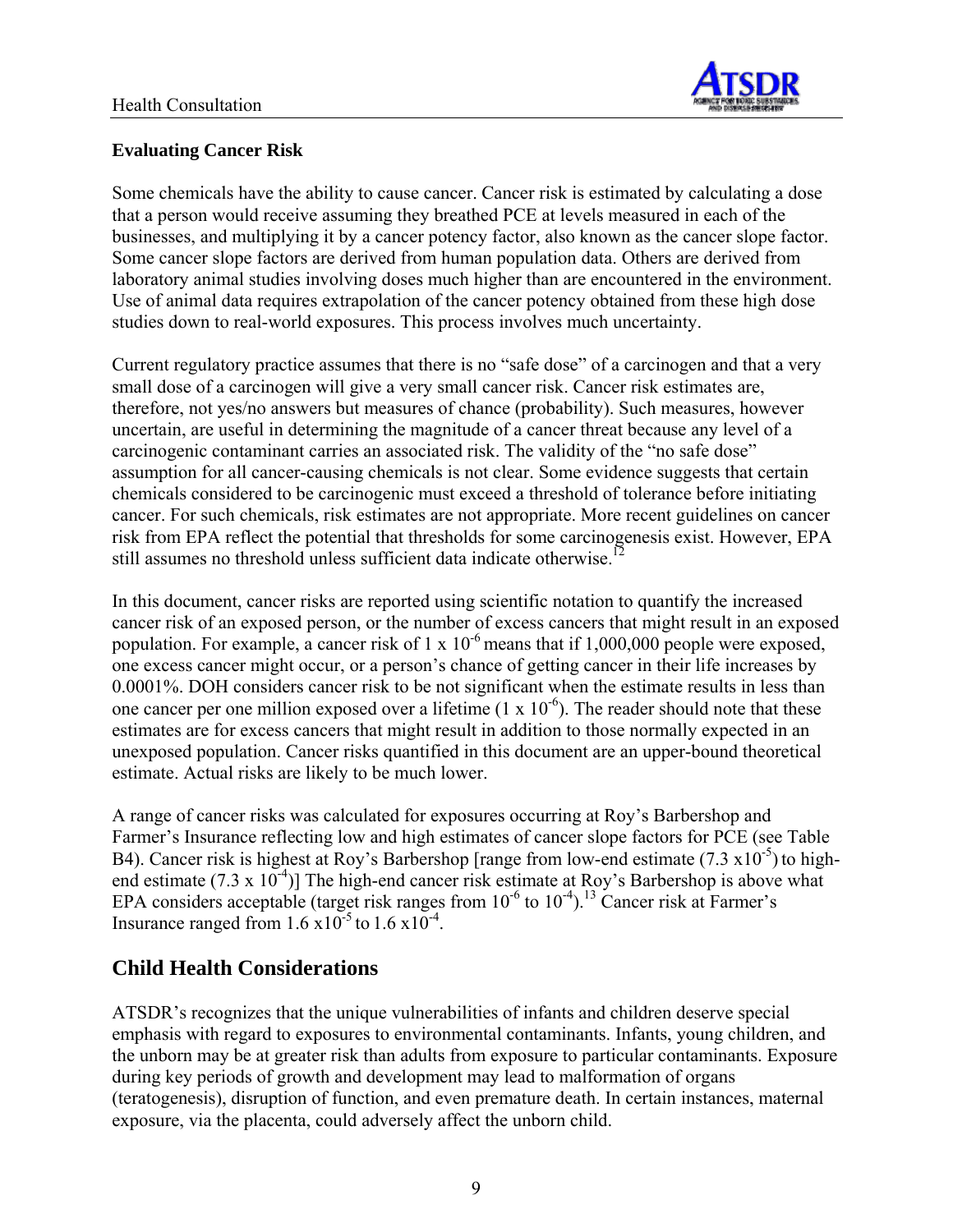### Evaluating Cancer Risk

Some chemicals have the ability to cause cancer. Cancer risk is estimated by calculating a dose that a person would receive assuming they breathed PCE at levels measured in each of the businesses, and multiplying it by a cancer potency factor, also known as the cancer slope factor. Some cancer slope factors are derived from human population data. Others are derived from laboratory animal studies involving doses much higher than are encountered in the environment. Use of animal data requires extrapolation of the cancer potency obtained from these high dose studies down to real-world exposures. This process involves much uncertainty.

Current regulatory practice assumes that there is no "safe dose" of a carcinogen and that a very small dose of a carcinogen will give a very small cancer risk. Cancer risk estimates are, therefore, not yes/no answers but measures of chance (probability). Such measures, however uncertain, are useful in determining the magnitude of a cancer threat because any level of a carcinogenic contaminant carries an associated risk. The validity of the "no safe dose" assumption for all cancer-causing chemicals is not clear. Some evidence suggests that certain chemicals considered to be carcinogenic must exceed a threshold of tolerance before initiating cancer. For such chemicals, risk estimates are not appropriate. More recent guidelines on cancer risk from EPA reflect the potential that thresholds for some carcinogenesis exist. However, EPA still assumes no threshold unless sufficient data indicate otherwise.[12]

In this document, cancer risks are reported using scientific notation to quantify the increased cancer risk of an exposed person, or the number of excess cancers that might result in an exposed population. For example, a cancer risk of $1 \times 10^{-6}$ means that if 1,000,000 people were exposed, one excess cancer might occur, or a person's chance of getting cancer in their life increases by 0.0001%. DOH considers cancer risk to be not significant when the estimate results in less than one cancer per one million exposed over a lifetime ($1 \times 10^{-6}$). The reader should note that these estimates are for excess cancers that might result in addition to those normally expected in an unexposed population. Cancer risks quantified in this document are an upper-bound theoretical estimate. Actual risks are likely to be much lower.

A range of cancer risks was calculated for exposures occurring at Roy's Barbershop and Farmer's Insurance reflecting low and high estimates of cancer slope factors for PCE (see Table B4). Cancer risk is highest at Roy's Barbershop [range from low-end estimate ($7.3 \times 10^{-5}$) to high-end estimate ($7.3 \times 10^{-4}$)] The high-end cancer risk estimate at Roy's Barbershop is above what EPA considers acceptable (target risk ranges from $10^{-6}$ to $10^{-4}$).[13] Cancer risk at Farmer's Insurance ranged from $1.6 \times 10^{-5}$ to $1.6 \times 10^{-4}$.

## Child Health Considerations

ATSDR's recognizes that the unique vulnerabilities of infants and children deserve special emphasis with regard to exposures to environmental contaminants. Infants, young children, and the unborn may be at greater risk than adults from exposure to particular contaminants. Exposure during key periods of growth and development may lead to malformation of organs (teratogenesis), disruption of function, and even premature death. In certain instances, maternal exposure, via the placenta, could adversely affect the unborn child.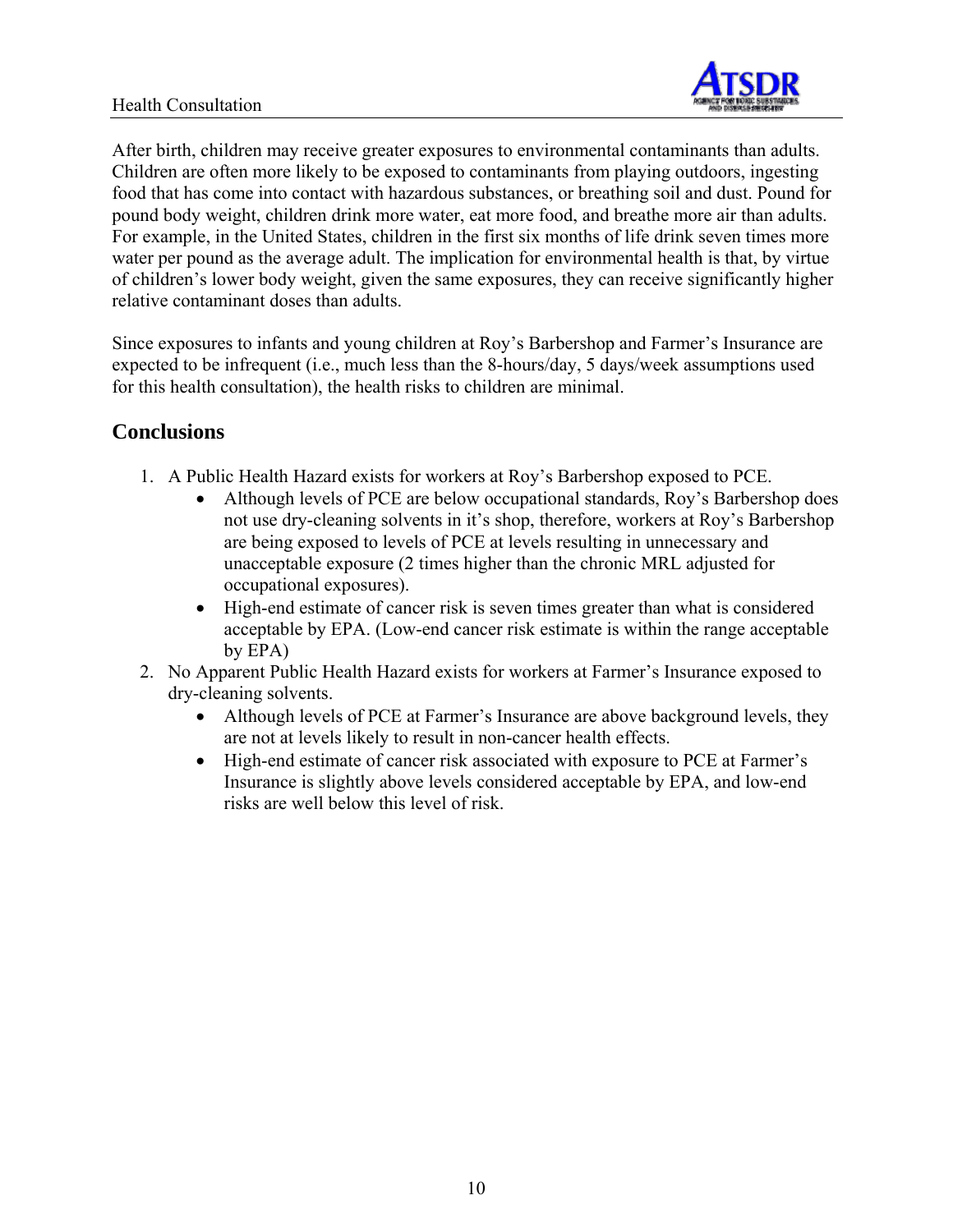After birth, children may receive greater exposures to environmental contaminants than adults. Children are often more likely to be exposed to contaminants from playing outdoors, ingesting food that has come into contact with hazardous substances, or breathing soil and dust. Pound for pound body weight, children drink more water, eat more food, and breathe more air than adults. For example, in the United States, children in the first six months of life drink seven times more water per pound as the average adult. The implication for environmental health is that, by virtue of children's lower body weight, given the same exposures, they can receive significantly higher relative contaminant doses than adults.

Since exposures to infants and young children at Roy's Barbershop and Farmer's Insurance are expected to be infrequent (i.e., much less than the 8-hours/day, 5 days/week assumptions used for this health consultation), the health risks to children are minimal.

## Conclusions

1. A Public Health Hazard exists for workers at Roy's Barbershop exposed to PCE.
   - Although levels of PCE are below occupational standards, Roy's Barbershop does not use dry-cleaning solvents in it's shop, therefore, workers at Roy's Barbershop are being exposed to levels of PCE at levels resulting in unnecessary and unacceptable exposure (2 times higher than the chronic MRL adjusted for occupational exposures).
   - High-end estimate of cancer risk is seven times greater than what is considered acceptable by EPA. (Low-end cancer risk estimate is within the range acceptable by EPA)
2. No Apparent Public Health Hazard exists for workers at Farmer's Insurance exposed to dry-cleaning solvents.
   - Although levels of PCE at Farmer's Insurance are above background levels, they are not at levels likely to result in non-cancer health effects.
   - High-end estimate of cancer risk associated with exposure to PCE at Farmer's Insurance is slightly above levels considered acceptable by EPA, and low-end risks are well below this level of risk.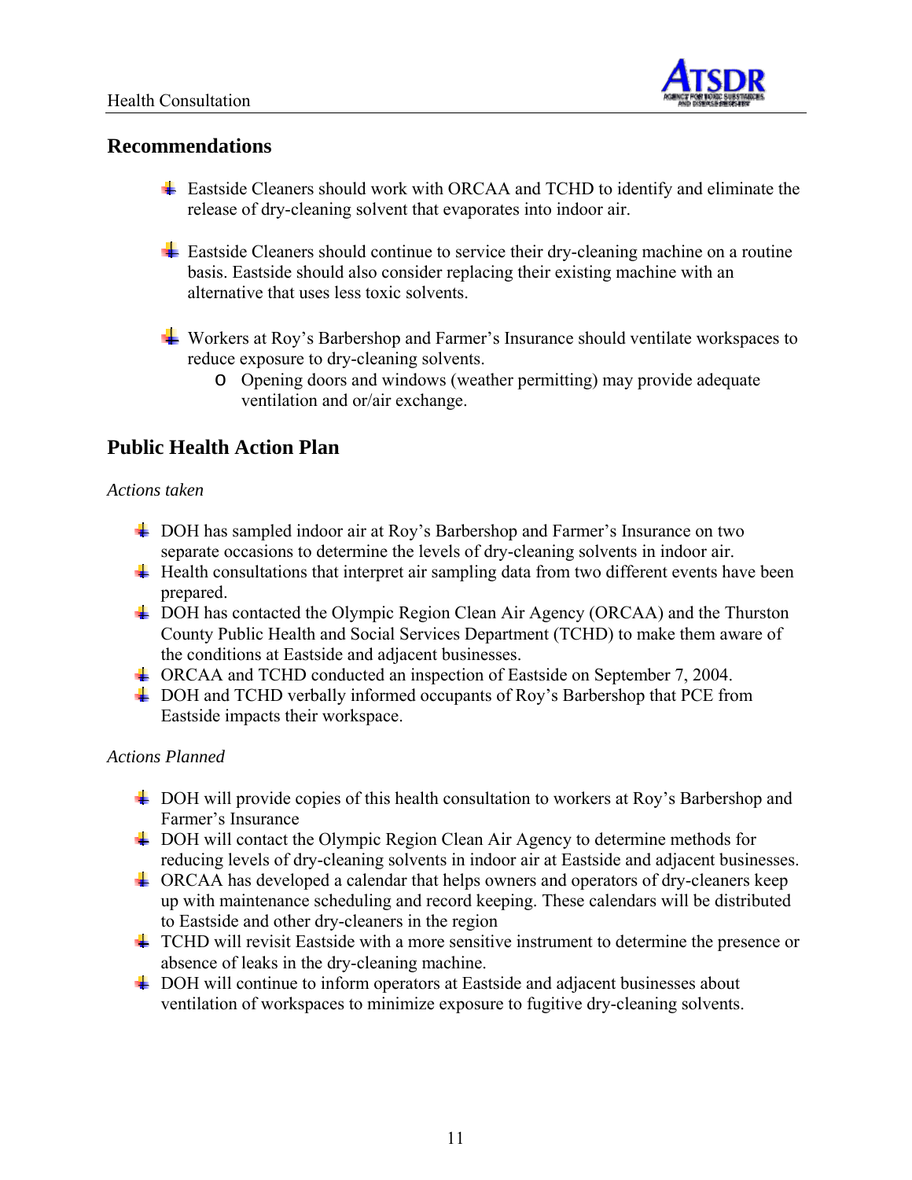## Recommendations

- Eastside Cleaners should work with ORCAA and TCHD to identify and eliminate the release of dry-cleaning solvent that evaporates into indoor air.

- Eastside Cleaners should continue to service their dry-cleaning machine on a routine basis. Eastside should also consider replacing their existing machine with an alternative that uses less toxic solvents.

- Workers at Roy's Barbershop and Farmer's Insurance should ventilate workspaces to reduce exposure to dry-cleaning solvents.
  - Opening doors and windows (weather permitting) may provide adequate ventilation and or/air exchange.

## Public Health Action Plan

*Actions taken*

- DOH has sampled indoor air at Roy's Barbershop and Farmer's Insurance on two separate occasions to determine the levels of dry-cleaning solvents in indoor air.
- Health consultations that interpret air sampling data from two different events have been prepared.
- DOH has contacted the Olympic Region Clean Air Agency (ORCAA) and the Thurston County Public Health and Social Services Department (TCHD) to make them aware of the conditions at Eastside and adjacent businesses.
- ORCAA and TCHD conducted an inspection of Eastside on September 7, 2004.
- DOH and TCHD verbally informed occupants of Roy's Barbershop that PCE from Eastside impacts their workspace.

*Actions Planned*

- DOH will provide copies of this health consultation to workers at Roy's Barbershop and Farmer's Insurance
- DOH will contact the Olympic Region Clean Air Agency to determine methods for reducing levels of dry-cleaning solvents in indoor air at Eastside and adjacent businesses.
- ORCAA has developed a calendar that helps owners and operators of dry-cleaners keep up with maintenance scheduling and record keeping. These calendars will be distributed to Eastside and other dry-cleaners in the region
- TCHD will revisit Eastside with a more sensitive instrument to determine the presence or absence of leaks in the dry-cleaning machine.
- DOH will continue to inform operators at Eastside and adjacent businesses about ventilation of workspaces to minimize exposure to fugitive dry-cleaning solvents.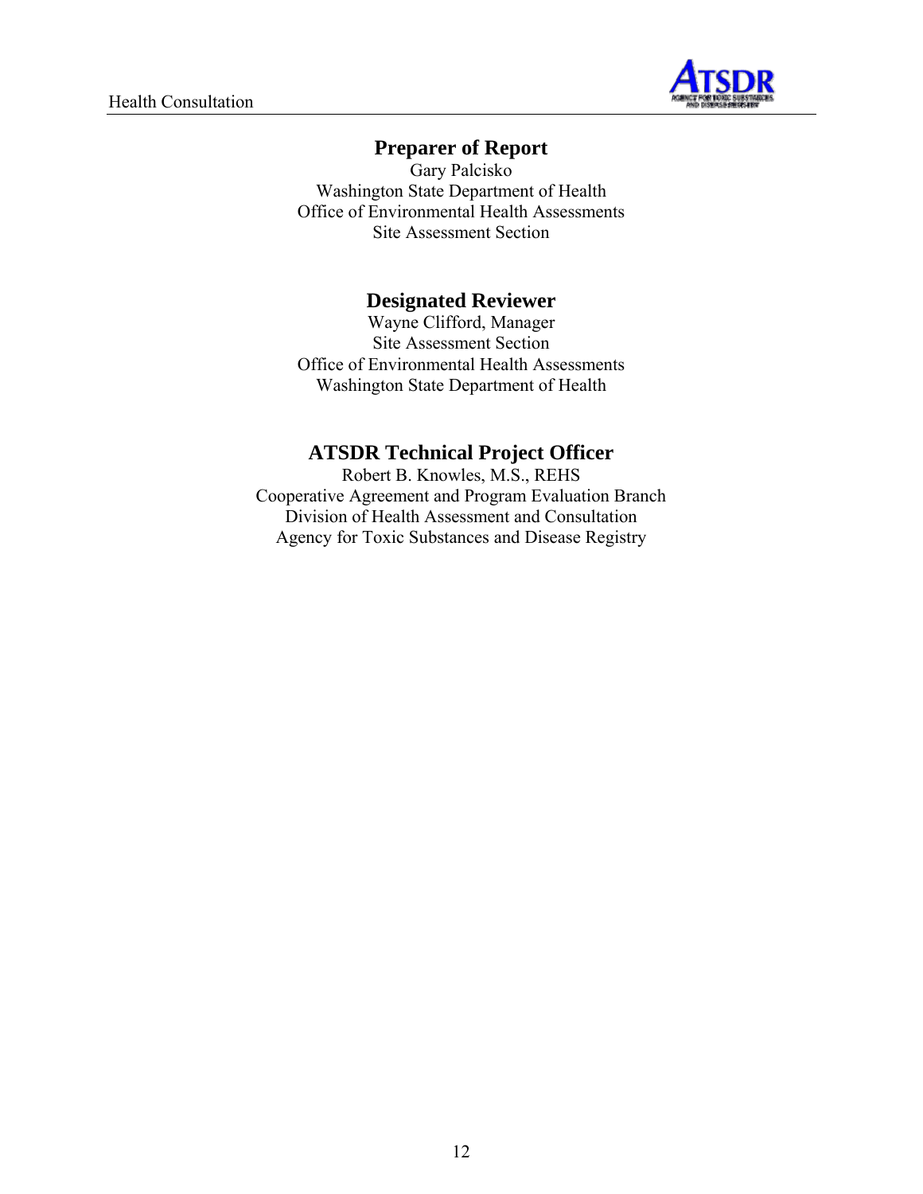## Preparer of Report

Gary Palcisko
Washington State Department of Health
Office of Environmental Health Assessments
Site Assessment Section

## Designated Reviewer

Wayne Clifford, Manager
Site Assessment Section
Office of Environmental Health Assessments
Washington State Department of Health

## ATSDR Technical Project Officer

Robert B. Knowles, M.S., REHS
Cooperative Agreement and Program Evaluation Branch
Division of Health Assessment and Consultation
Agency for Toxic Substances and Disease Registry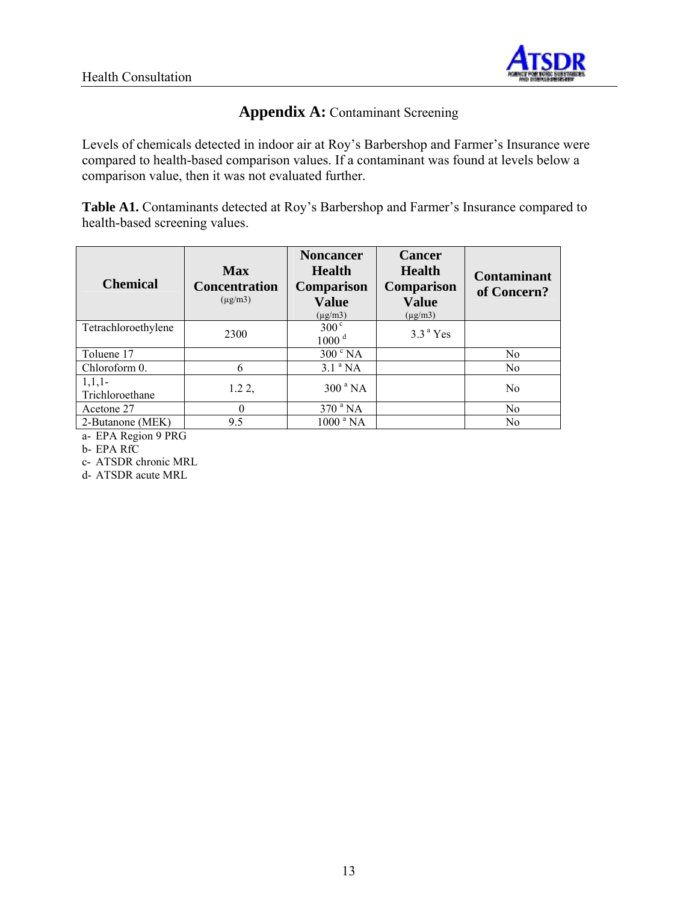## Appendix A: Contaminant Screening

Levels of chemicals detected in indoor air at Roy's Barbershop and Farmer's Insurance were compared to health-based comparison values. If a contaminant was found at levels below a comparison value, then it was not evaluated further.

**Table A1.** Contaminants detected at Roy's Barbershop and Farmer's Insurance compared to health-based screening values.

| Chemical | Max Concentration (μg/m3) | Noncancer Health Comparison Value (μg/m3) | Cancer Health Comparison Value (μg/m3) | Contaminant of Concern? |
|---|---|---|---|---|
| Tetrachloroethylene | 2300 | 300[c] 1000[d] | 3.3[a] Yes | |
| Toluene 17 | | 300[c] NA | | No |
| Chloroform 0. | 6 | 3.1[a] NA | | No |
| 1,1,1-Trichloroethane | 1.2 2, | 300[a] NA | | No |
| Acetone 27 | 0 | 370[a] NA | | No |
| 2-Butanone (MEK) | 9.5 | 1000[a] NA | | No |

a- EPA Region 9 PRG
b- EPA RfC
c- ATSDR chronic MRL
d- ATSDR acute MRL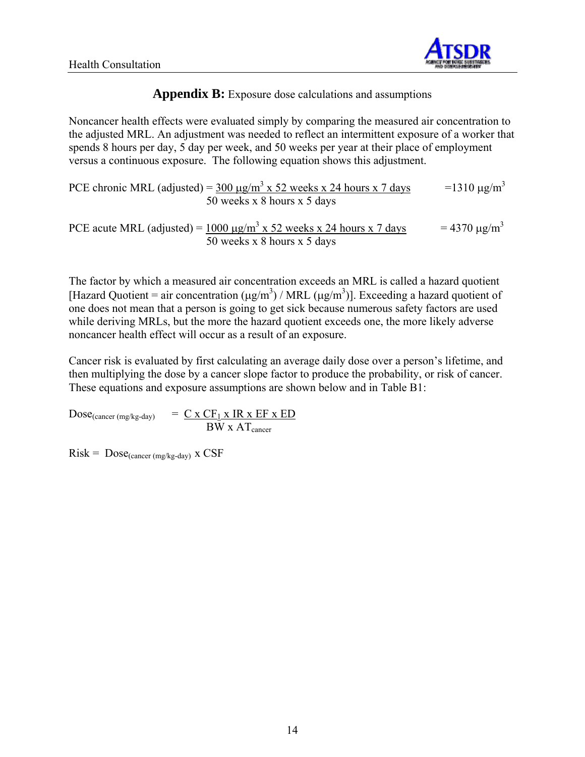## **Appendix B:** Exposure dose calculations and assumptions

Noncancer health effects were evaluated simply by comparing the measured air concentration to the adjusted MRL. An adjustment was needed to reflect an intermittent exposure of a worker that spends 8 hours per day, 5 day per week, and 50 weeks per year at their place of employment versus a continuous exposure. The following equation shows this adjustment.

$$\text{PCE chronic MRL (adjusted)} = \frac{300\ \mu g/m^3 \times 52 \text{ weeks} \times 24 \text{ hours} \times 7 \text{ days}}{50 \text{ weeks} \times 8 \text{ hours} \times 5 \text{ days}} = 1310\ \mu g/m^3$$

$$\text{PCE acute MRL (adjusted)} = \frac{1000\ \mu g/m^3 \times 52 \text{ weeks} \times 24 \text{ hours} \times 7 \text{ days}}{50 \text{ weeks} \times 8 \text{ hours} \times 5 \text{ days}} = 4370\ \mu g/m^3$$

The factor by which a measured air concentration exceeds an MRL is called a hazard quotient [Hazard Quotient = air concentration ($\mu g/m^3$) / MRL ($\mu g/m^3$)]. Exceeding a hazard quotient of one does not mean that a person is going to get sick because numerous safety factors are used while deriving MRLs, but the more the hazard quotient exceeds one, the more likely adverse noncancer health effect will occur as a result of an exposure.

Cancer risk is evaluated by first calculating an average daily dose over a person's lifetime, and then multiplying the dose by a cancer slope factor to produce the probability, or risk of cancer. These equations and exposure assumptions are shown below and in Table B1:

$$\text{Dose}_{\text{(cancer (mg/kg-day)}} = \frac{C \times CF_1 \times IR \times EF \times ED}{BW \times AT_{\text{cancer}}}$$

$$\text{Risk} = \text{Dose}_{\text{(cancer (mg/kg-day)}} \times CSF$$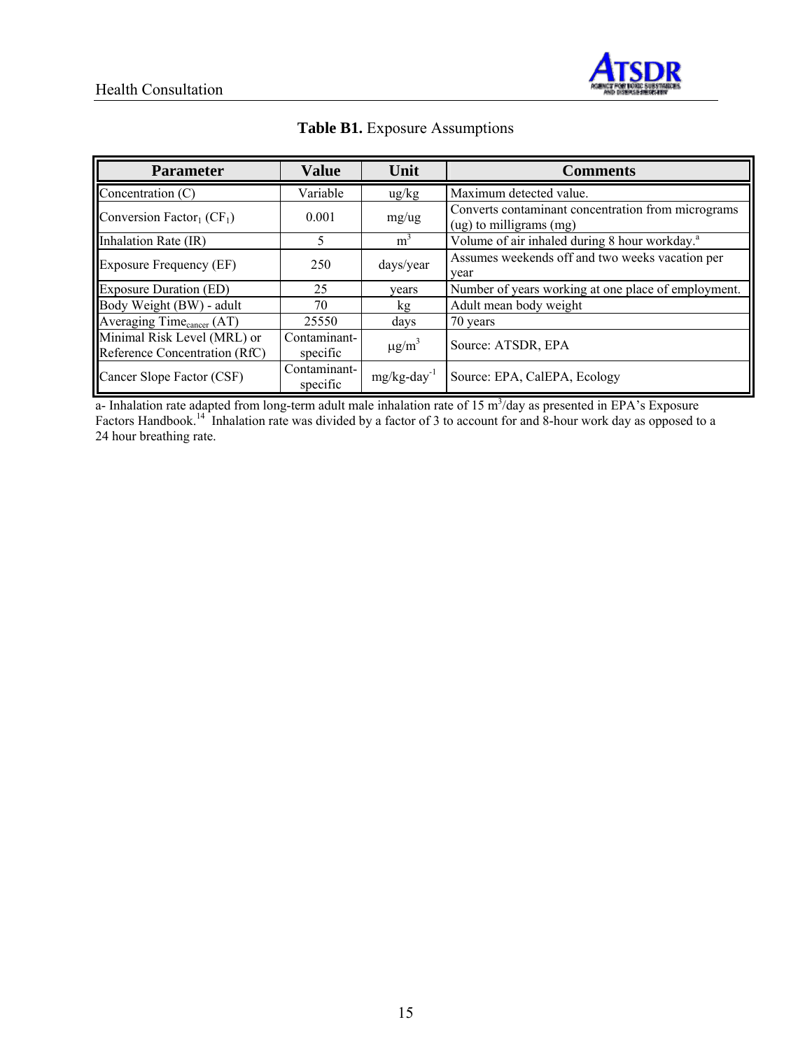**Table B1.** Exposure Assumptions

| Parameter | Value | Unit | Comments |
| --- | --- | --- | --- |
| Concentration (C) | Variable | ug/kg | Maximum detected value. |
| Conversion Factor$_1$ ($CF_1$) | 0.001 | mg/ug | Converts contaminant concentration from micrograms (ug) to milligrams (mg) |
| Inhalation Rate (IR) | 5 | $m^3$ | Volume of air inhaled during 8 hour workday.[a] |
| Exposure Frequency (EF) | 250 | days/year | Assumes weekends off and two weeks vacation per year |
| Exposure Duration (ED) | 25 | years | Number of years working at one place of employment. |
| Body Weight (BW) - adult | 70 | kg | Adult mean body weight |
| Averaging Time$_{cancer}$ (AT) | 25550 | days | 70 years |
| Minimal Risk Level (MRL) or Reference Concentration (RfC) | Contaminant-specific | $\mu g/m^3$ | Source: ATSDR, EPA |
| Cancer Slope Factor (CSF) | Contaminant-specific | mg/kg-day$^{-1}$ | Source: EPA, CalEPA, Ecology |

a- Inhalation rate adapted from long-term adult male inhalation rate of 15 $m^3$/day as presented in EPA's Exposure Factors Handbook.[14] Inhalation rate was divided by a factor of 3 to account for and 8-hour work day as opposed to a 24 hour breathing rate.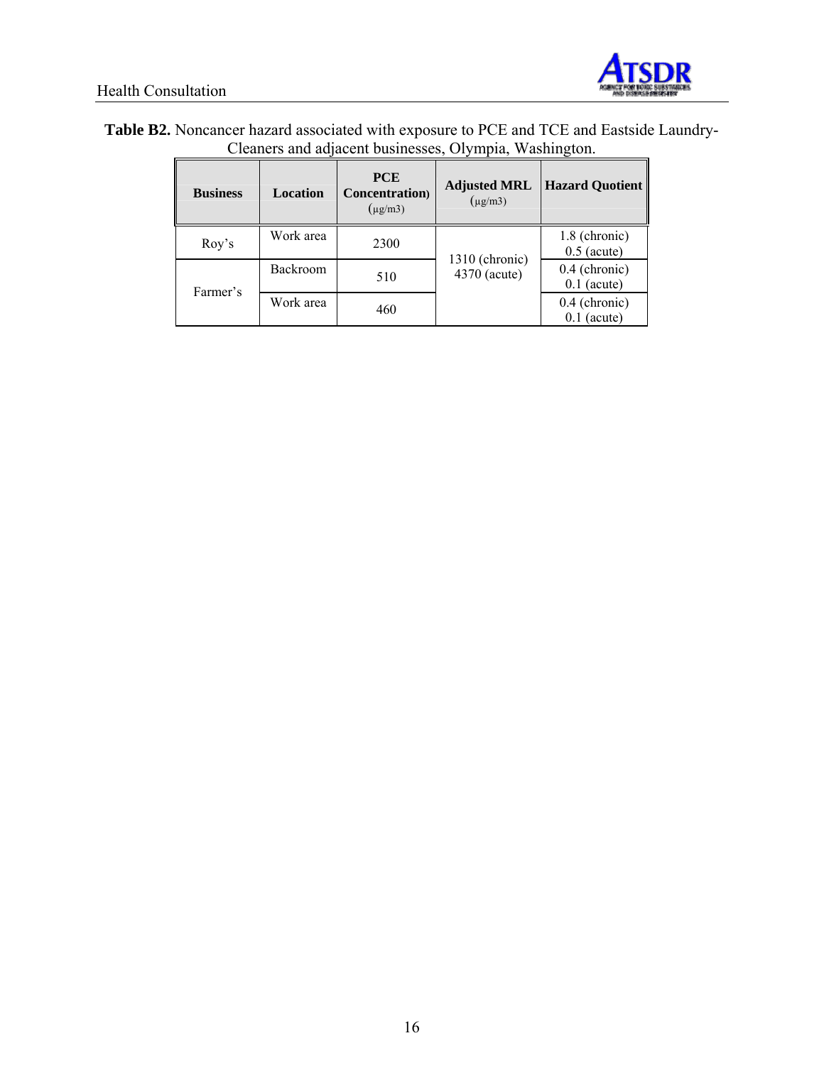**Table B2.** Noncancer hazard associated with exposure to PCE and TCE and Eastside Laundry-Cleaners and adjacent businesses, Olympia, Washington.

| Business | Location | PCE Concentration) (μg/m3) | Adjusted MRL (μg/m3) | Hazard Quotient |
|---|---|---|---|---|
| Roy's | Work area | 2300 | 1310 (chronic) 4370 (acute) | 1.8 (chronic) 0.5 (acute) |
| Farmer's | Backroom | 510 | | 0.4 (chronic) 0.1 (acute) |
| | Work area | 460 | | 0.4 (chronic) 0.1 (acute) |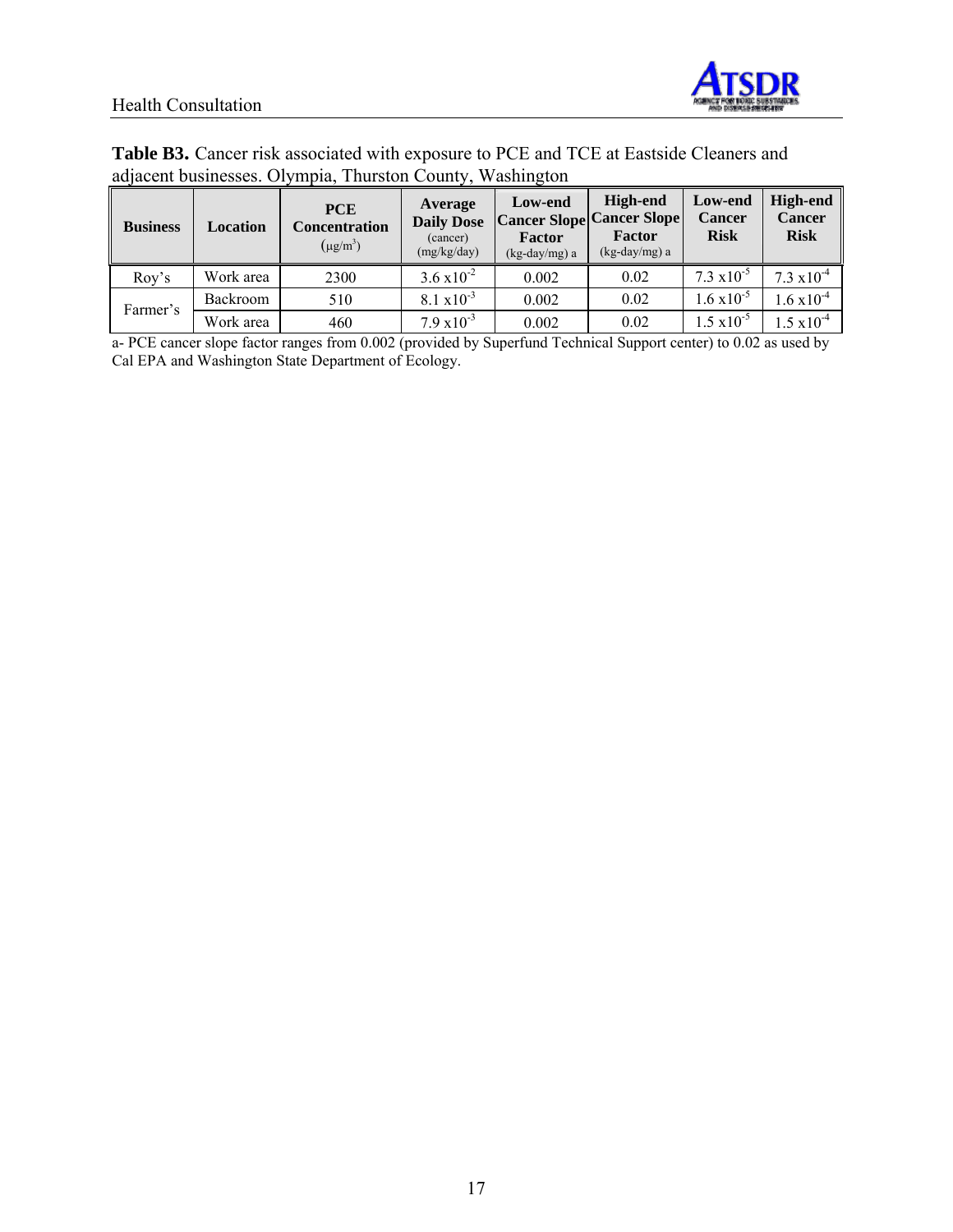**Table B3.** Cancer risk associated with exposure to PCE and TCE at Eastside Cleaners and adjacent businesses. Olympia, Thurston County, Washington

| Business | Location | PCE Concentration ($\mu g/m^3$) | Average Daily Dose (cancer) (mg/kg/day) | Low-end Cancer Slope Factor (kg-day/mg) a | High-end Cancer Slope Factor (kg-day/mg) a | Low-end Cancer Risk | High-end Cancer Risk |
|---|---|---|---|---|---|---|---|
| Roy's | Work area | 2300 | $3.6 \times 10^{-2}$ | 0.002 | 0.02 | $7.3 \times 10^{-5}$ | $7.3 \times 10^{-4}$ |
| Farmer's | Backroom | 510 | $8.1 \times 10^{-3}$ | 0.002 | 0.02 | $1.6 \times 10^{-5}$ | $1.6 \times 10^{-4}$ |
| | Work area | 460 | $7.9 \times 10^{-3}$ | 0.002 | 0.02 | $1.5 \times 10^{-5}$ | $1.5 \times 10^{-4}$ |

a- PCE cancer slope factor ranges from 0.002 (provided by Superfund Technical Support center) to 0.02 as used by Cal EPA and Washington State Department of Ecology.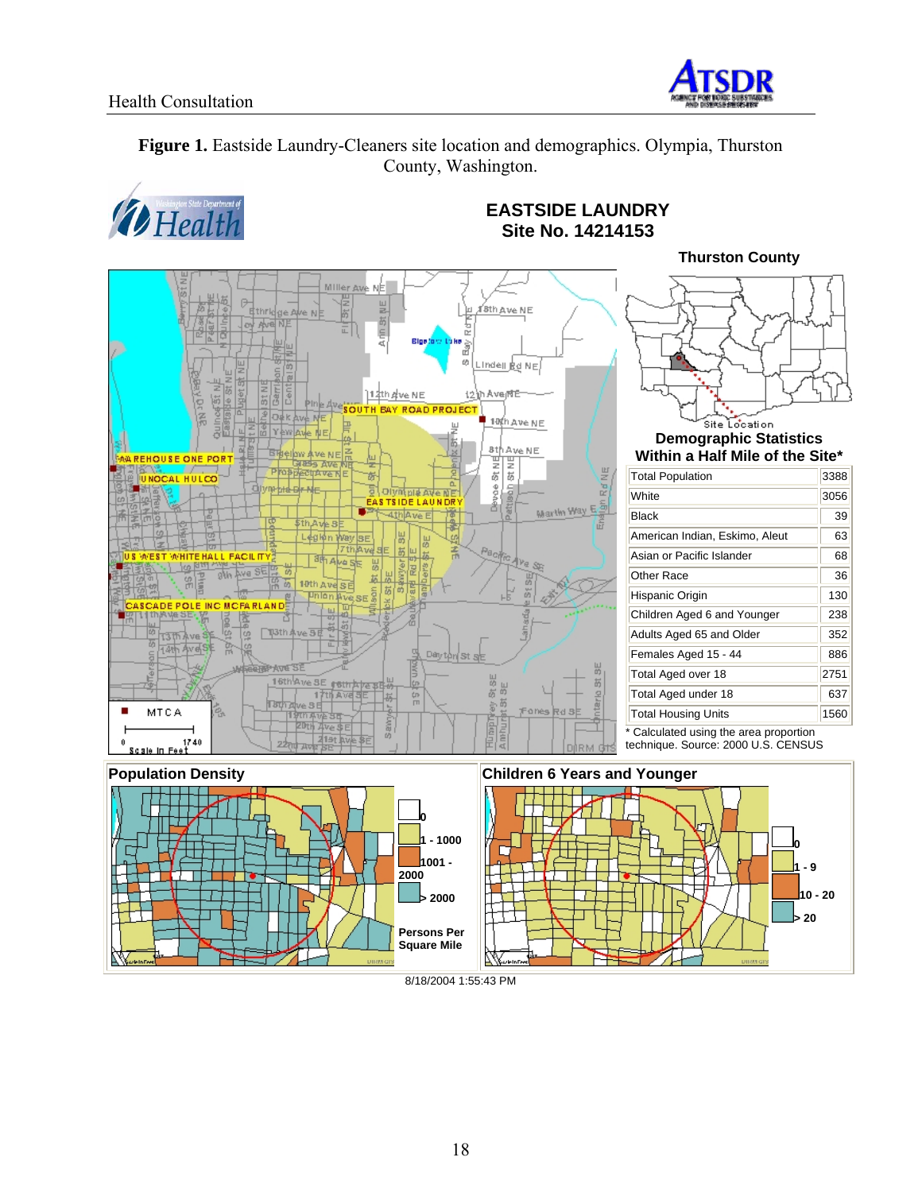**Figure 1.** Eastside Laundry-Cleaners site location and demographics. Olympia, Thurston County, Washington.

## EASTSIDE LAUNDRY
## Site No. 14214153

**Thurston County**

**Demographic Statistics Within a Half Mile of the Site***

| | |
|---|---|
| Total Population | 3388 |
| White | 3056 |
| Black | 39 |
| American Indian, Eskimo, Aleut | 63 |
| Asian or Pacific Islander | 68 |
| Other Race | 36 |
| Hispanic Origin | 130 |
| Children Aged 6 and Younger | 238 |
| Adults Aged 65 and Older | 352 |
| Females Aged 15 - 44 | 886 |
| Total Aged over 18 | 2751 |
| Total Aged under 18 | 637 |
| Total Housing Units | 1560 |

* Calculated using the area proportion technique. Source: 2000 U.S. CENSUS

**Population Density**

Persons Per Square Mile: 0; 1 - 1000; 1001 - 2000; > 2000

**Children 6 Years and Younger**

0; 1 - 9; 10 - 20; > 20

8/18/2004 1:55:43 PM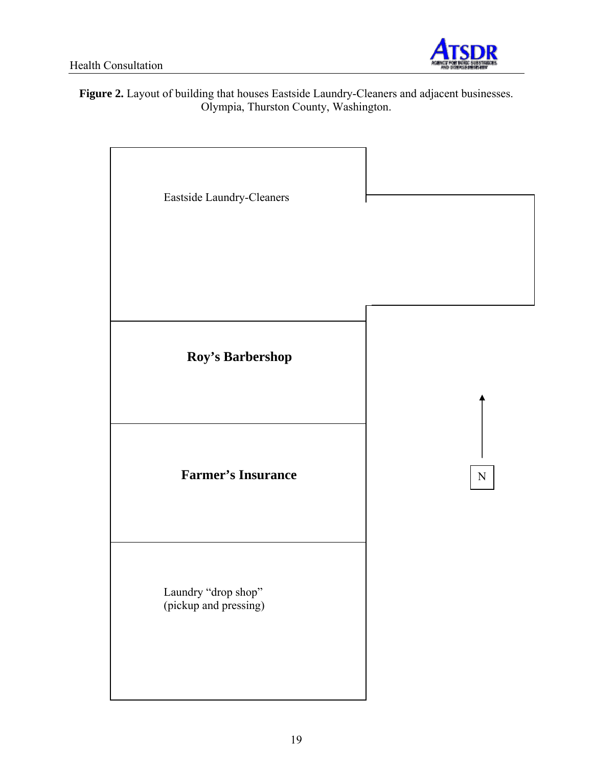**Figure 2.** Layout of building that houses Eastside Laundry-Cleaners and adjacent businesses. Olympia, Thurston County, Washington.

Eastside Laundry-Cleaners

**Roy's Barbershop**

**Farmer's Insurance**

Laundry "drop shop"
(pickup and pressing)

N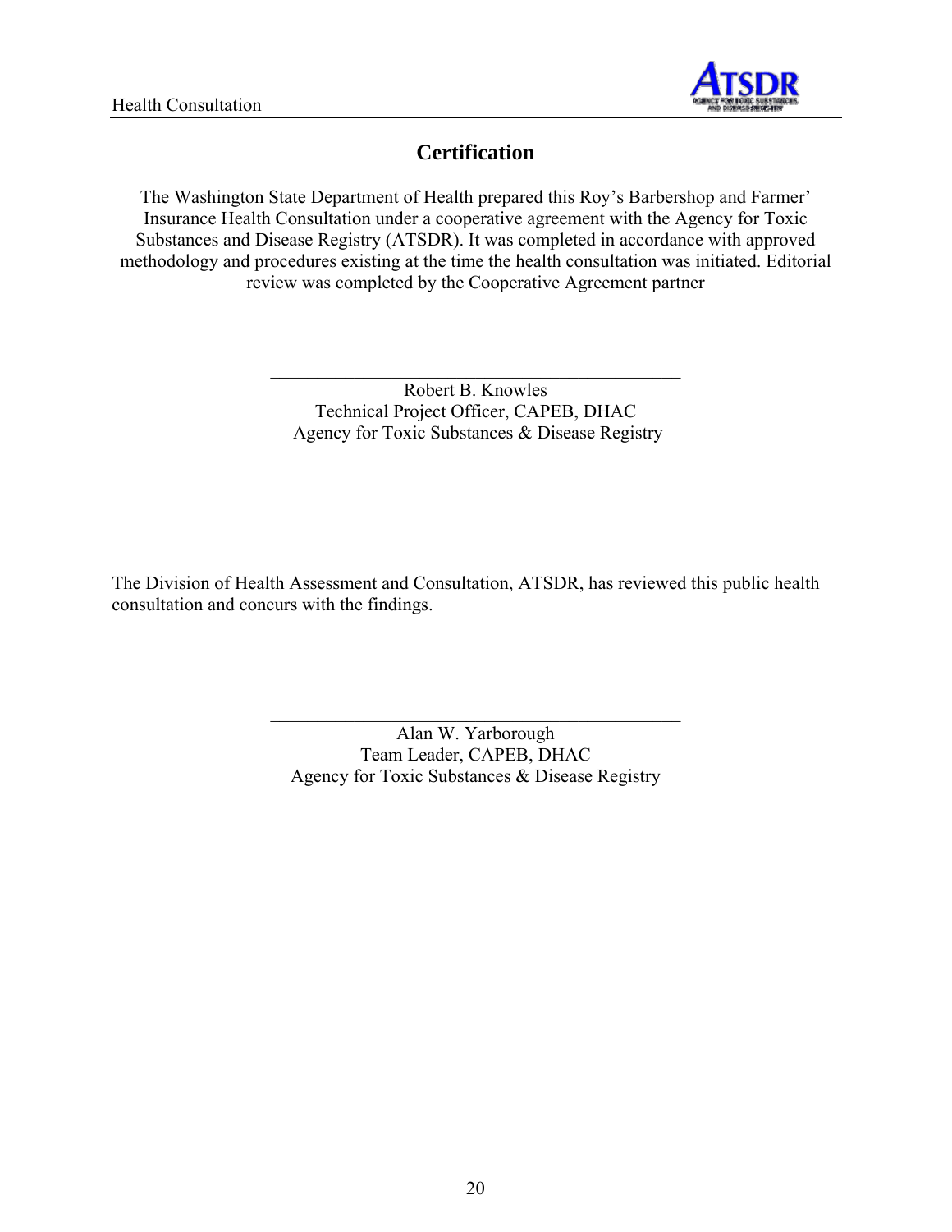# Certification

The Washington State Department of Health prepared this Roy's Barbershop and Farmer' Insurance Health Consultation under a cooperative agreement with the Agency for Toxic Substances and Disease Registry (ATSDR). It was completed in accordance with approved methodology and procedures existing at the time the health consultation was initiated. Editorial review was completed by the Cooperative Agreement partner

\_\_\_\_\_\_\_\_\_\_\_\_\_\_\_\_\_\_\_\_\_\_\_\_\_\_\_\_\_\_\_\_\_\_\_\_\_\_\_\_\_\_\_\_

Robert B. Knowles
Technical Project Officer, CAPEB, DHAC
Agency for Toxic Substances & Disease Registry

The Division of Health Assessment and Consultation, ATSDR, has reviewed this public health consultation and concurs with the findings.

\_\_\_\_\_\_\_\_\_\_\_\_\_\_\_\_\_\_\_\_\_\_\_\_\_\_\_\_\_\_\_\_\_\_\_\_\_\_\_\_\_\_\_\_

Alan W. Yarborough
Team Leader, CAPEB, DHAC
Agency for Toxic Substances & Disease Registry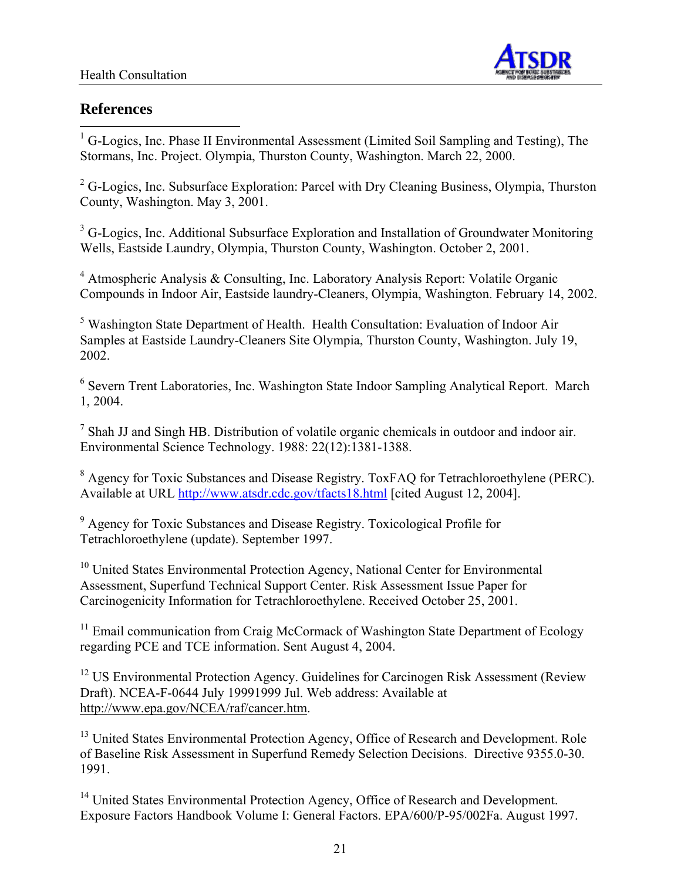## References

[1] G-Logics, Inc. Phase II Environmental Assessment (Limited Soil Sampling and Testing), The Stormans, Inc. Project. Olympia, Thurston County, Washington. March 22, 2000.

[2] G-Logics, Inc. Subsurface Exploration: Parcel with Dry Cleaning Business, Olympia, Thurston County, Washington. May 3, 2001.

[3] G-Logics, Inc. Additional Subsurface Exploration and Installation of Groundwater Monitoring Wells, Eastside Laundry, Olympia, Thurston County, Washington. October 2, 2001.

[4] Atmospheric Analysis & Consulting, Inc. Laboratory Analysis Report: Volatile Organic Compounds in Indoor Air, Eastside laundry-Cleaners, Olympia, Washington. February 14, 2002.

[5] Washington State Department of Health. Health Consultation: Evaluation of Indoor Air Samples at Eastside Laundry-Cleaners Site Olympia, Thurston County, Washington. July 19, 2002.

[6] Severn Trent Laboratories, Inc. Washington State Indoor Sampling Analytical Report. March 1, 2004.

[7] Shah JJ and Singh HB. Distribution of volatile organic chemicals in outdoor and indoor air. Environmental Science Technology. 1988: 22(12):1381-1388.

[8] Agency for Toxic Substances and Disease Registry. ToxFAQ for Tetrachloroethylene (PERC). Available at URL http://www.atsdr.cdc.gov/tfacts18.html [cited August 12, 2004].

[9] Agency for Toxic Substances and Disease Registry. Toxicological Profile for Tetrachloroethylene (update). September 1997.

[10] United States Environmental Protection Agency, National Center for Environmental Assessment, Superfund Technical Support Center. Risk Assessment Issue Paper for Carcinogenicity Information for Tetrachloroethylene. Received October 25, 2001.

[11] Email communication from Craig McCormack of Washington State Department of Ecology regarding PCE and TCE information. Sent August 4, 2004.

[12] US Environmental Protection Agency. Guidelines for Carcinogen Risk Assessment (Review Draft). NCEA-F-0644 July 19991999 Jul. Web address: Available at http://www.epa.gov/NCEA/raf/cancer.htm.

[13] United States Environmental Protection Agency, Office of Research and Development. Role of Baseline Risk Assessment in Superfund Remedy Selection Decisions. Directive 9355.0-30. 1991.

[14] United States Environmental Protection Agency, Office of Research and Development. Exposure Factors Handbook Volume I: General Factors. EPA/600/P-95/002Fa. August 1997.